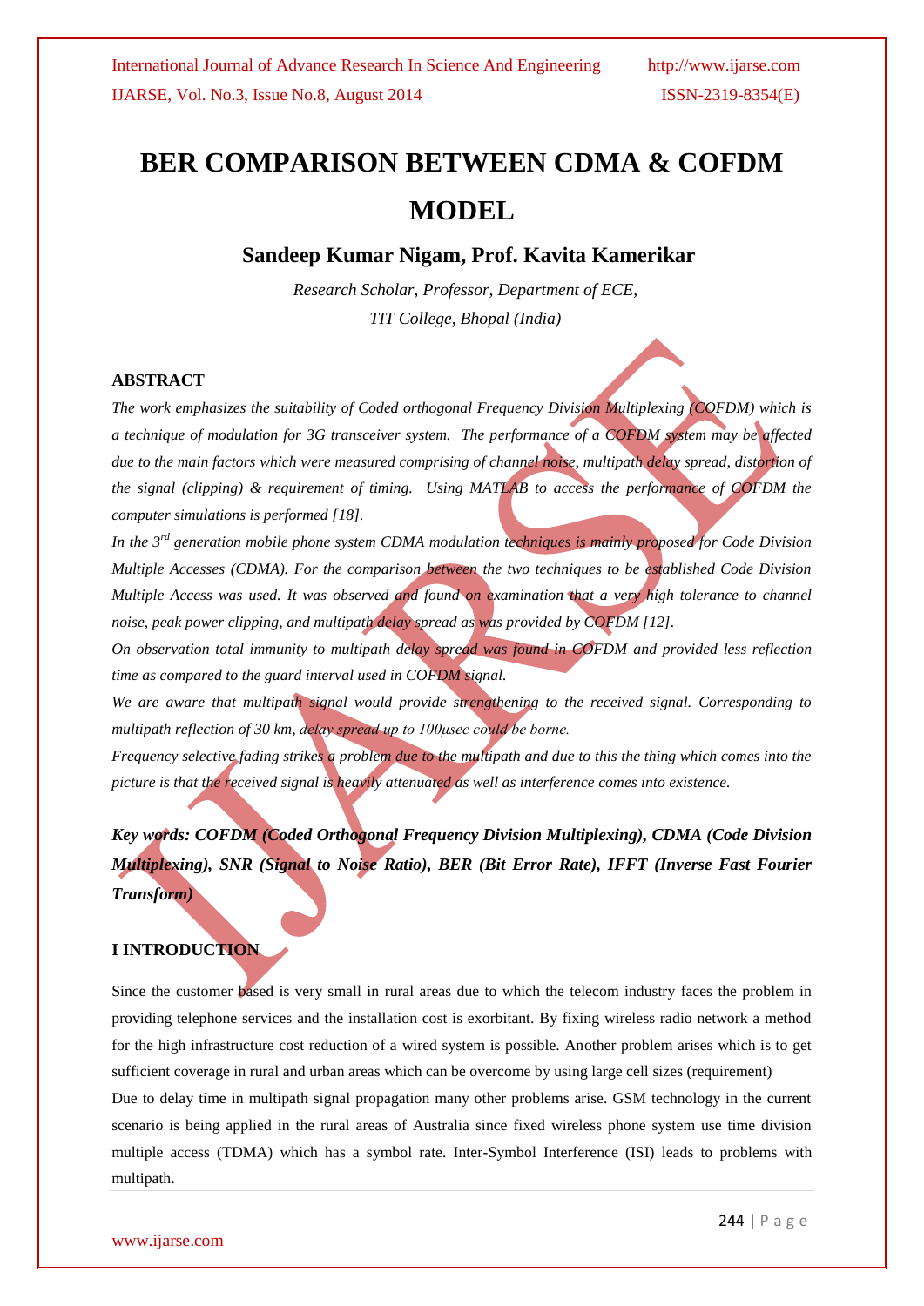# BER COMPARISON BETWEEN CDMA & COFDM MODEL

### Sandeep Kumar Nigam, Prof. Kavita Kamerikar

*Research Scholar, Professor, Department of ECE,*
*TIT College, Bhopal (India)*

## ABSTRACT

*The work emphasizes the suitability of Coded orthogonal Frequency Division Multiplexing (COFDM) which is a technique of modulation for 3G transceiver system. The performance of a COFDM system may be affected due to the main factors which were measured comprising of channel noise, multipath delay spread, distortion of the signal (clipping) & requirement of timing. Using MATLAB to access the performance of COFDM the computer simulations is performed [18].*

*In the 3rd generation mobile phone system CDMA modulation techniques is mainly proposed for Code Division Multiple Accesses (CDMA). For the comparison between the two techniques to be established Code Division Multiple Access was used. It was observed and found on examination that a very high tolerance to channel noise, peak power clipping, and multipath delay spread as was provided by COFDM [12].*

*On observation total immunity to multipath delay spread was found in COFDM and provided less reflection time as compared to the guard interval used in COFDM signal.*

*We are aware that multipath signal would provide strengthening to the received signal. Corresponding to multipath reflection of 30 km, delay spread up to 100µsec could be borne.*

*Frequency selective fading strikes a problem due to the multipath and due to this the thing which comes into the picture is that the received signal is heavily attenuated as well as interference comes into existence.*

***Key words: COFDM (Coded Orthogonal Frequency Division Multiplexing), CDMA (Code Division Multiplexing), SNR (Signal to Noise Ratio), BER (Bit Error Rate), IFFT (Inverse Fast Fourier Transform)***

## I INTRODUCTION

Since the customer based is very small in rural areas due to which the telecom industry faces the problem in providing telephone services and the installation cost is exorbitant. By fixing wireless radio network a method for the high infrastructure cost reduction of a wired system is possible. Another problem arises which is to get sufficient coverage in rural and urban areas which can be overcome by using large cell sizes (requirement)

Due to delay time in multipath signal propagation many other problems arise. GSM technology in the current scenario is being applied in the rural areas of Australia since fixed wireless phone system use time division multiple access (TDMA) which has a symbol rate. Inter-Symbol Interference (ISI) leads to problems with multipath.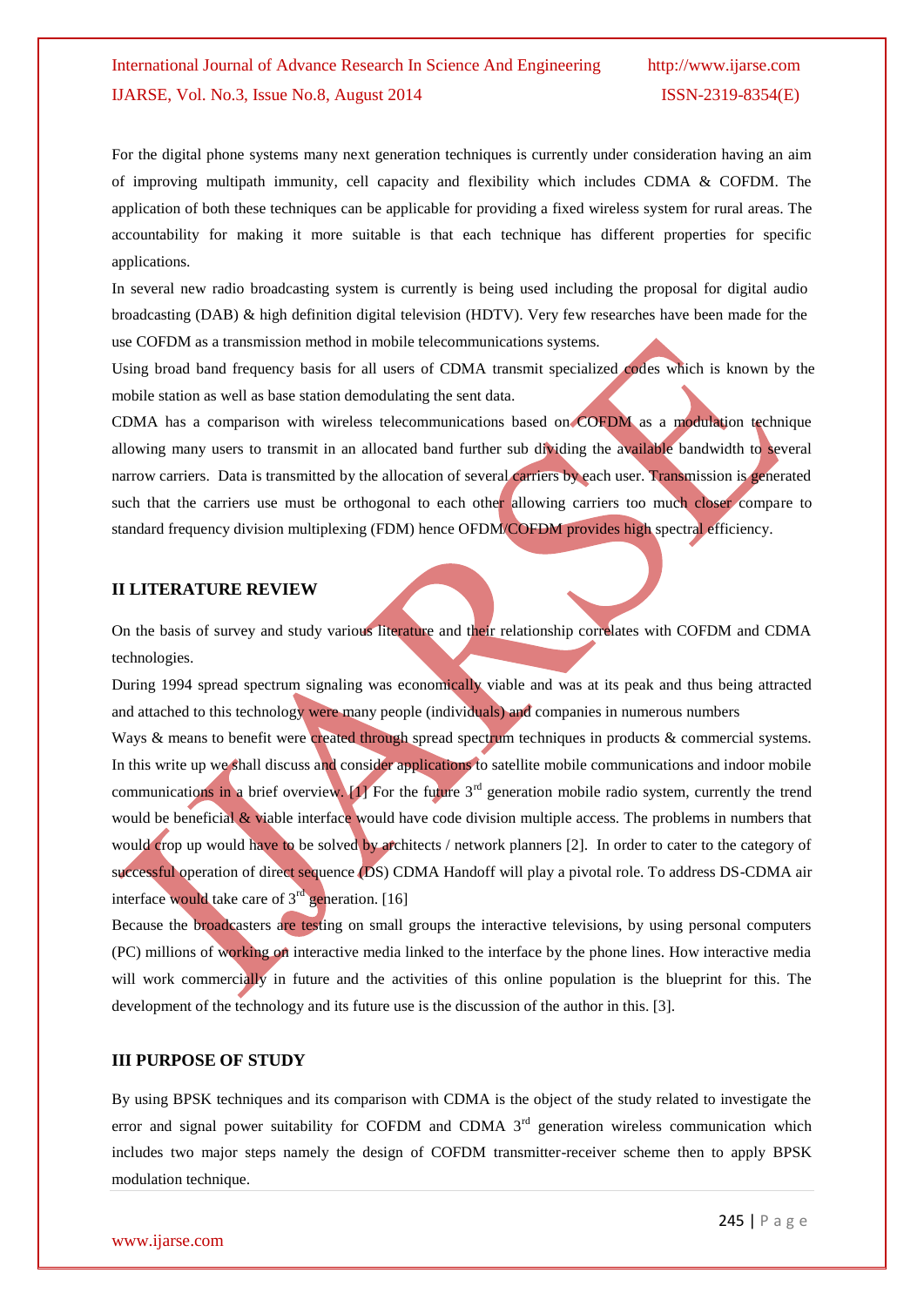For the digital phone systems many next generation techniques is currently under consideration having an aim of improving multipath immunity, cell capacity and flexibility which includes CDMA & COFDM. The application of both these techniques can be applicable for providing a fixed wireless system for rural areas. The accountability for making it more suitable is that each technique has different properties for specific applications.

In several new radio broadcasting system is currently is being used including the proposal for digital audio broadcasting (DAB) & high definition digital television (HDTV). Very few researches have been made for the use COFDM as a transmission method in mobile telecommunications systems.

Using broad band frequency basis for all users of CDMA transmit specialized codes which is known by the mobile station as well as base station demodulating the sent data.

CDMA has a comparison with wireless telecommunications based on COFDM as a modulation technique allowing many users to transmit in an allocated band further sub dividing the available bandwidth to several narrow carriers. Data is transmitted by the allocation of several carriers by each user. Transmission is generated such that the carriers use must be orthogonal to each other allowing carriers too much closer compare to standard frequency division multiplexing (FDM) hence OFDM/COFDM provides high spectral efficiency.

## II LITERATURE REVIEW

On the basis of survey and study various literature and their relationship correlates with COFDM and CDMA technologies.

During 1994 spread spectrum signaling was economically viable and was at its peak and thus being attracted and attached to this technology were many people (individuals) and companies in numerous numbers

Ways & means to benefit were created through spread spectrum techniques in products & commercial systems. In this write up we shall discuss and consider applications to satellite mobile communications and indoor mobile communications in a brief overview. [1] For the future 3rd generation mobile radio system, currently the trend would be beneficial & viable interface would have code division multiple access. The problems in numbers that would crop up would have to be solved by architects / network planners [2]. In order to cater to the category of successful operation of direct sequence (DS) CDMA Handoff will play a pivotal role. To address DS-CDMA air interface would take care of 3rd generation. [16]

Because the broadcasters are testing on small groups the interactive televisions, by using personal computers (PC) millions of working on interactive media linked to the interface by the phone lines. How interactive media will work commercially in future and the activities of this online population is the blueprint for this. The development of the technology and its future use is the discussion of the author in this. [3].

## III PURPOSE OF STUDY

By using BPSK techniques and its comparison with CDMA is the object of the study related to investigate the error and signal power suitability for COFDM and CDMA 3rd generation wireless communication which includes two major steps namely the design of COFDM transmitter-receiver scheme then to apply BPSK modulation technique.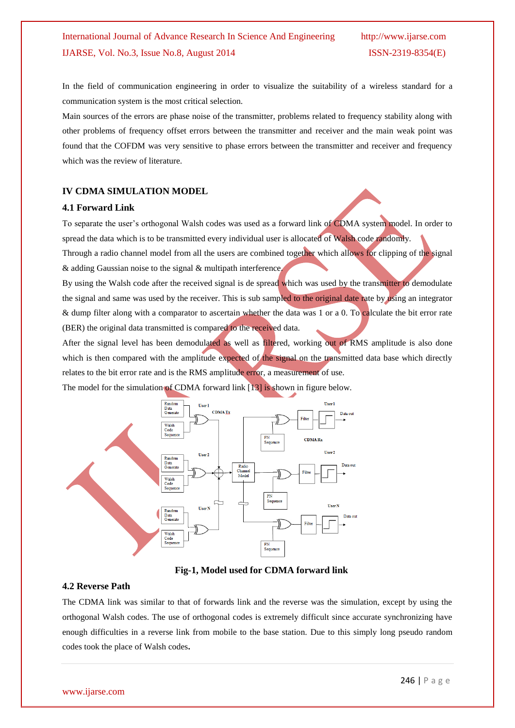In the field of communication engineering in order to visualize the suitability of a wireless standard for a communication system is the most critical selection.

Main sources of the errors are phase noise of the transmitter, problems related to frequency stability along with other problems of frequency offset errors between the transmitter and receiver and the main weak point was found that the COFDM was very sensitive to phase errors between the transmitter and receiver and frequency which was the review of literature.

## IV CDMA SIMULATION MODEL

### 4.1 Forward Link

To separate the user's orthogonal Walsh codes was used as a forward link of CDMA system model. In order to spread the data which is to be transmitted every individual user is allocated of Walsh code randomly.

Through a radio channel model from all the users are combined together which allows for clipping of the signal & adding Gaussian noise to the signal & multipath interference.

By using the Walsh code after the received signal is de spread which was used by the transmitter to demodulate the signal and same was used by the receiver. This is sub sampled to the original date rate by using an integrator & dump filter along with a comparator to ascertain whether the data was 1 or a 0. To calculate the bit error rate (BER) the original data transmitted is compared to the received data.

After the signal level has been demodulated as well as filtered, working out of RMS amplitude is also done which is then compared with the amplitude expected of the signal on the transmitted data base which directly relates to the bit error rate and is the RMS amplitude error, a measurement of use.

The model for the simulation of CDMA forward link [13] is shown in figure below.

**Fig-1, Model used for CDMA forward link**

### 4.2 Reverse Path

The CDMA link was similar to that of forwards link and the reverse was the simulation, except by using the orthogonal Walsh codes. The use of orthogonal codes is extremely difficult since accurate synchronizing have enough difficulties in a reverse link from mobile to the base station. Due to this simply long pseudo random codes took the place of Walsh codes.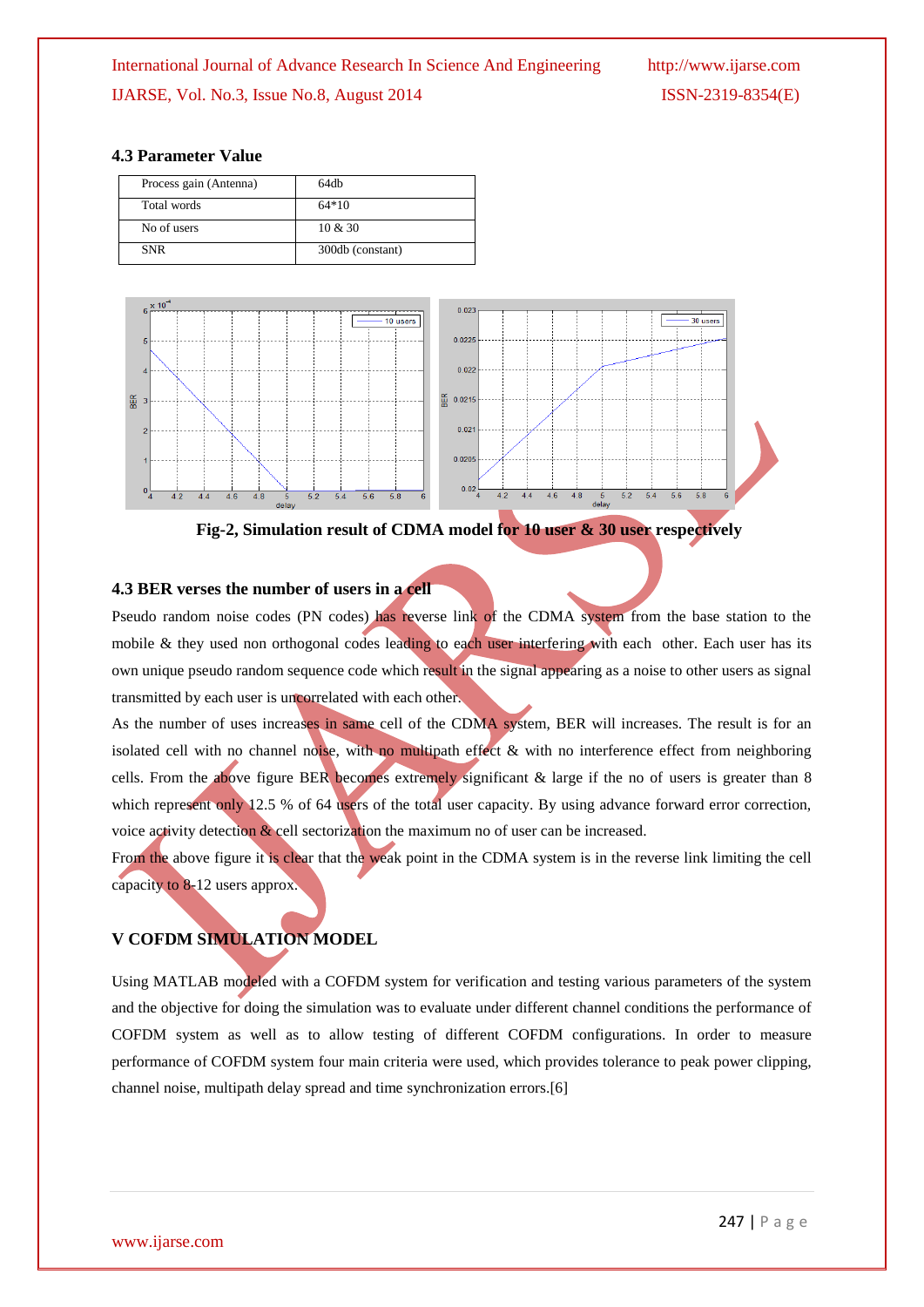### 4.3 Parameter Value

| Process gain (Antenna) | 64db |
|---|---|
| Total words | 64*10 |
| No of users | 10 & 30 |
| SNR | 300db (constant) |

**Fig-2, Simulation result of CDMA model for 10 user & 30 user respectively**

### 4.3 BER verses the number of users in a cell

Pseudo random noise codes (PN codes) has reverse link of the CDMA system from the base station to the mobile & they used non orthogonal codes leading to each user interfering with each other. Each user has its own unique pseudo random sequence code which result in the signal appearing as a noise to other users as signal transmitted by each user is uncorrelated with each other.

As the number of uses increases in same cell of the CDMA system, BER will increases. The result is for an isolated cell with no channel noise, with no multipath effect & with no interference effect from neighboring cells. From the above figure BER becomes extremely significant & large if the no of users is greater than 8 which represent only 12.5 % of 64 users of the total user capacity. By using advance forward error correction, voice activity detection & cell sectorization the maximum no of user can be increased.

From the above figure it is clear that the weak point in the CDMA system is in the reverse link limiting the cell capacity to 8-12 users approx.

## V COFDM SIMULATION MODEL

Using MATLAB modeled with a COFDM system for verification and testing various parameters of the system and the objective for doing the simulation was to evaluate under different channel conditions the performance of COFDM system as well as to allow testing of different COFDM configurations. In order to measure performance of COFDM system four main criteria were used, which provides tolerance to peak power clipping, channel noise, multipath delay spread and time synchronization errors.[6]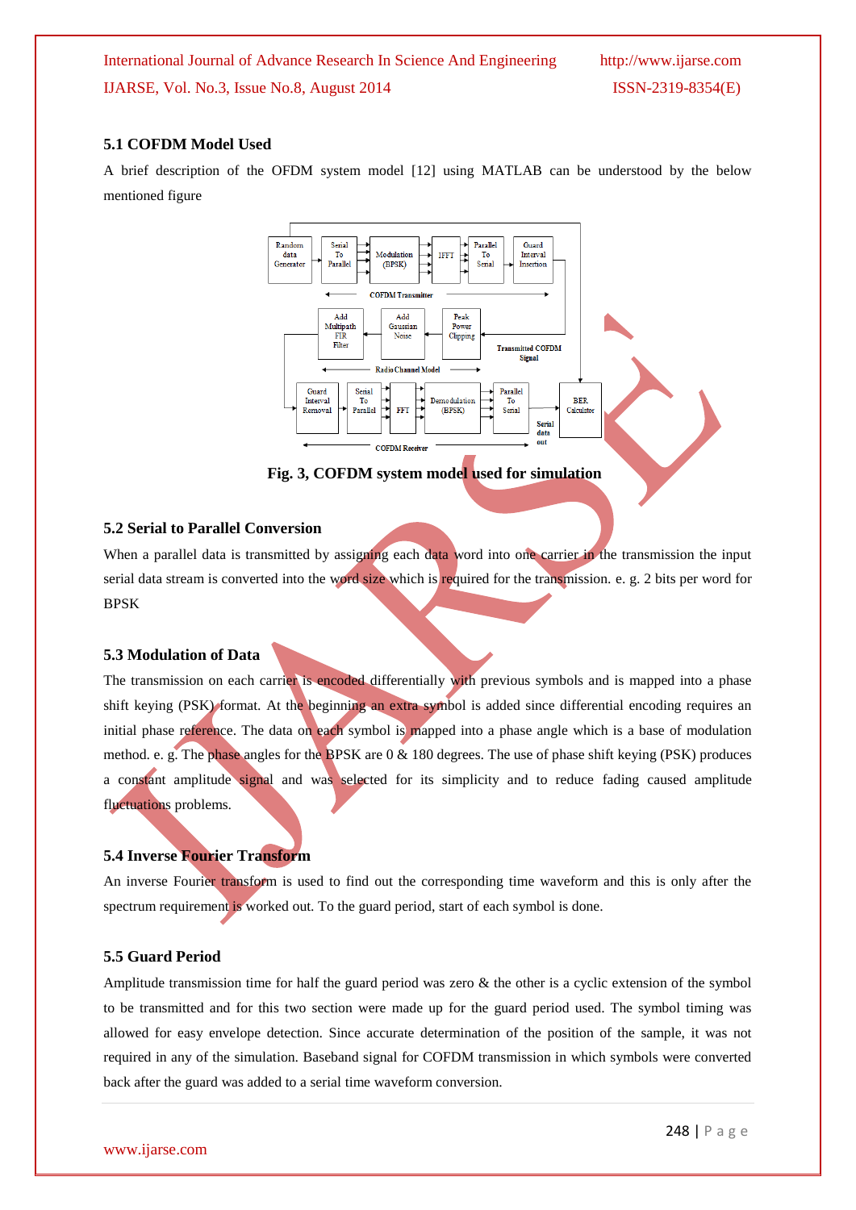### 5.1 COFDM Model Used

A brief description of the OFDM system model [12] using MATLAB can be understood by the below mentioned figure

**Fig. 3, COFDM system model used for simulation**

### 5.2 Serial to Parallel Conversion

When a parallel data is transmitted by assigning each data word into one carrier in the transmission the input serial data stream is converted into the word size which is required for the transmission. e. g. 2 bits per word for BPSK

### 5.3 Modulation of Data

The transmission on each carrier is encoded differentially with previous symbols and is mapped into a phase shift keying (PSK) format. At the beginning an extra symbol is added since differential encoding requires an initial phase reference. The data on each symbol is mapped into a phase angle which is a base of modulation method. e. g. The phase angles for the BPSK are 0 & 180 degrees. The use of phase shift keying (PSK) produces a constant amplitude signal and was selected for its simplicity and to reduce fading caused amplitude fluctuations problems.

### 5.4 Inverse Fourier Transform

An inverse Fourier transform is used to find out the corresponding time waveform and this is only after the spectrum requirement is worked out. To the guard period, start of each symbol is done.

### 5.5 Guard Period

Amplitude transmission time for half the guard period was zero & the other is a cyclic extension of the symbol to be transmitted and for this two section were made up for the guard period used. The symbol timing was allowed for easy envelope detection. Since accurate determination of the position of the sample, it was not required in any of the simulation. Baseband signal for COFDM transmission in which symbols were converted back after the guard was added to a serial time waveform conversion.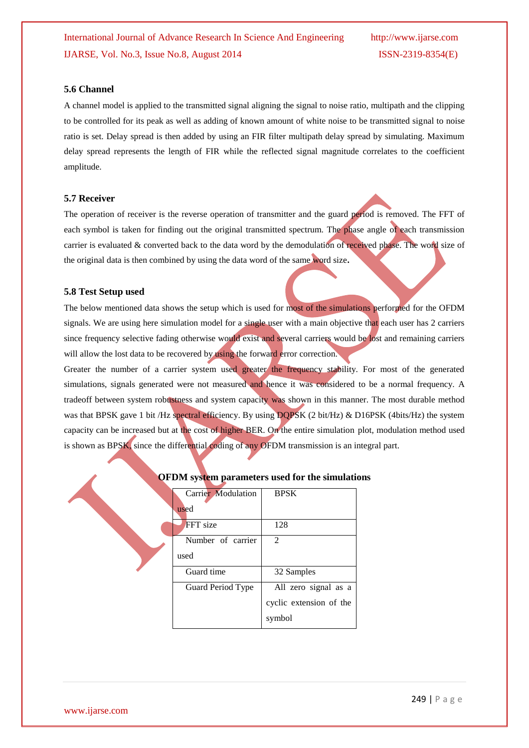### 5.6 Channel

A channel model is applied to the transmitted signal aligning the signal to noise ratio, multipath and the clipping to be controlled for its peak as well as adding of known amount of white noise to be transmitted signal to noise ratio is set. Delay spread is then added by using an FIR filter multipath delay spread by simulating. Maximum delay spread represents the length of FIR while the reflected signal magnitude correlates to the coefficient amplitude.

### 5.7 Receiver

The operation of receiver is the reverse operation of transmitter and the guard period is removed. The FFT of each symbol is taken for finding out the original transmitted spectrum. The phase angle of each transmission carrier is evaluated & converted back to the data word by the demodulation of received phase. The word size of the original data is then combined by using the data word of the same word size**.**

### 5.8 Test Setup used

The below mentioned data shows the setup which is used for most of the simulations performed for the OFDM signals. We are using here simulation model for a single user with a main objective that each user has 2 carriers since frequency selective fading otherwise would exist and several carriers would be lost and remaining carriers will allow the lost data to be recovered by using the forward error correction.

Greater the number of a carrier system used greater the frequency stability. For most of the generated simulations, signals generated were not measured and hence it was considered to be a normal frequency. A tradeoff between system robustness and system capacity was shown in this manner. The most durable method was that BPSK gave 1 bit /Hz spectral efficiency. By using DQPSK (2 bit/Hz) & D16PSK (4bits/Hz) the system capacity can be increased but at the cost of higher BER. On the entire simulation plot, modulation method used is shown as BPSK, since the differential coding of any OFDM transmission is an integral part.

**OFDM system parameters used for the simulations**

| | |
|---|---|
| Carrier Modulation used | BPSK |
| FFT size | 128 |
| Number of carrier used | 2 |
| Guard time | 32 Samples |
| Guard Period Type | All zero signal as a cyclic extension of the symbol |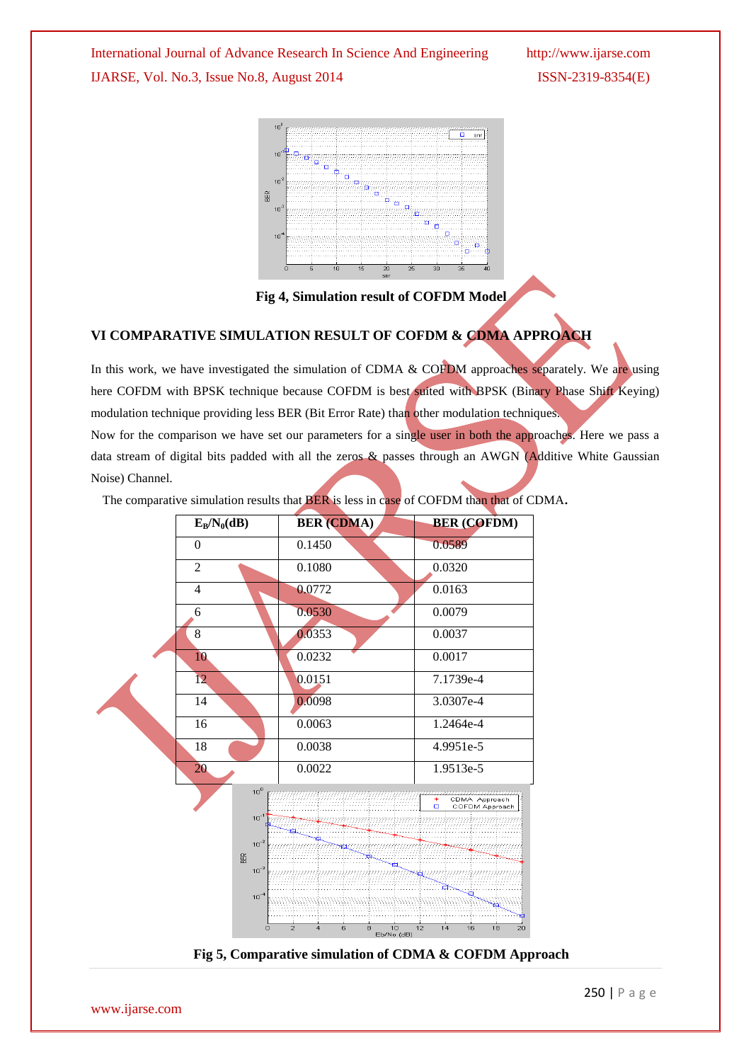Fig 4, Simulation result of COFDM Model

## VI COMPARATIVE SIMULATION RESULT OF COFDM & CDMA APPROACH

In this work, we have investigated the simulation of CDMA & COFDM approaches separately. We are using here COFDM with BPSK technique because COFDM is best suited with BPSK (Binary Phase Shift Keying) modulation technique providing less BER (Bit Error Rate) than other modulation techniques.

Now for the comparison we have set our parameters for a single user in both the approaches. Here we pass a data stream of digital bits padded with all the zeros & passes through an AWGN (Additive White Gaussian Noise) Channel.

The comparative simulation results that BER is less in case of COFDM than that of CDMA.

| $E_B/N_0$(dB) | BER (CDMA) | BER (COFDM) |
|---|---|---|
| 0 | 0.1450 | 0.0589 |
| 2 | 0.1080 | 0.0320 |
| 4 | 0.0772 | 0.0163 |
| 6 | 0.0530 | 0.0079 |
| 8 | 0.0353 | 0.0037 |
| 10 | 0.0232 | 0.0017 |
| 12 | 0.0151 | 7.1739e-4 |
| 14 | 0.0098 | 3.0307e-4 |
| 16 | 0.0063 | 1.2464e-4 |
| 18 | 0.0038 | 4.9951e-5 |
| 20 | 0.0022 | 1.9513e-5 |

Fig 5, Comparative simulation of CDMA & COFDM Approach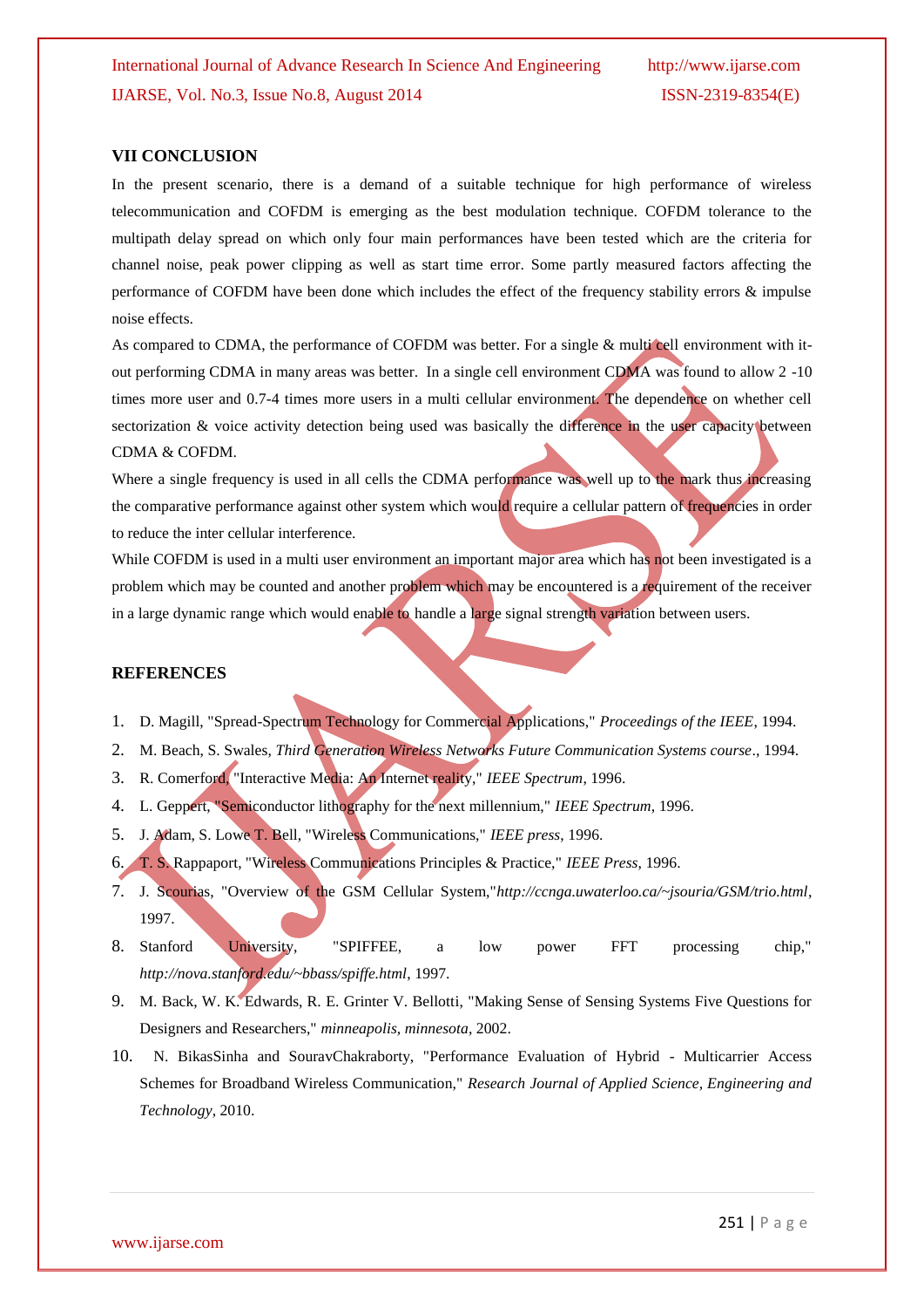## VII CONCLUSION

In the present scenario, there is a demand of a suitable technique for high performance of wireless telecommunication and COFDM is emerging as the best modulation technique. COFDM tolerance to the multipath delay spread on which only four main performances have been tested which are the criteria for channel noise, peak power clipping as well as start time error. Some partly measured factors affecting the performance of COFDM have been done which includes the effect of the frequency stability errors & impulse noise effects.

As compared to CDMA, the performance of COFDM was better. For a single & multi cell environment with it-out performing CDMA in many areas was better. In a single cell environment CDMA was found to allow 2 -10 times more user and 0.7-4 times more users in a multi cellular environment. The dependence on whether cell sectorization & voice activity detection being used was basically the difference in the user capacity between CDMA & COFDM.

Where a single frequency is used in all cells the CDMA performance was well up to the mark thus increasing the comparative performance against other system which would require a cellular pattern of frequencies in order to reduce the inter cellular interference.

While COFDM is used in a multi user environment an important major area which has not been investigated is a problem which may be counted and another problem which may be encountered is a requirement of the receiver in a large dynamic range which would enable to handle a large signal strength variation between users.

## REFERENCES

1. D. Magill, "Spread-Spectrum Technology for Commercial Applications," *Proceedings of the IEEE*, 1994.
2. M. Beach, S. Swales, *Third Generation Wireless Networks Future Communication Systems course*., 1994.
3. R. Comerford, "Interactive Media: An Internet reality," *IEEE Spectrum*, 1996.
4. L. Geppert, "Semiconductor lithography for the next millennium," *IEEE Spectrum*, 1996.
5. J. Adam, S. Lowe T. Bell, "Wireless Communications," *IEEE press*, 1996.
6. T. S. Rappaport, "Wireless Communications Principles & Practice," *IEEE Press*, 1996.
7. J. Scourias, "Overview of the GSM Cellular System,"*http://ccnga.uwaterloo.ca/~jsouria/GSM/trio.html*, 1997.
8. Stanford University, "SPIFFEE, a low power FFT processing chip," *http://nova.stanford.edu/~bbass/spiffe.html*, 1997.
9. M. Back, W. K. Edwards, R. E. Grinter V. Bellotti, "Making Sense of Sensing Systems Five Questions for Designers and Researchers," *minneapolis, minnesota*, 2002.
10. N. BikasSinha and SouravChakraborty, "Performance Evaluation of Hybrid - Multicarrier Access Schemes for Broadband Wireless Communication," *Research Journal of Applied Science, Engineering and Technology*, 2010.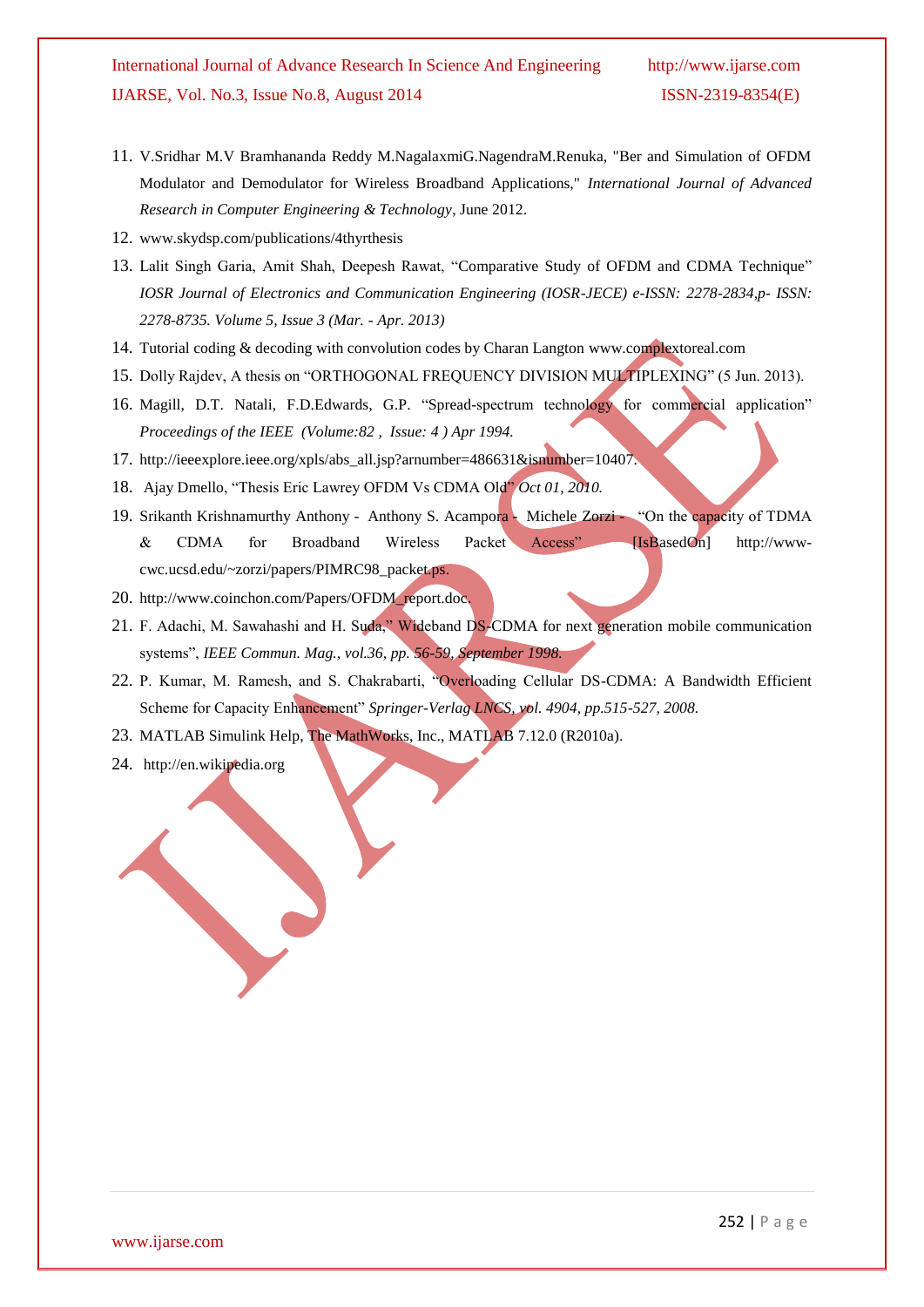11. V.Sridhar M.V Bramhananda Reddy M.NagalaxmiG.NagendraM.Renuka, "Ber and Simulation of OFDM Modulator and Demodulator for Wireless Broadband Applications," *International Journal of Advanced Research in Computer Engineering & Technology*, June 2012.
12. www.skydsp.com/publications/4thyrthesis
13. Lalit Singh Garia, Amit Shah, Deepesh Rawat, "Comparative Study of OFDM and CDMA Technique" *IOSR Journal of Electronics and Communication Engineering (IOSR-JECE) e-ISSN: 2278-2834,p- ISSN: 2278-8735. Volume 5, Issue 3 (Mar. - Apr. 2013)*
14. Tutorial coding & decoding with convolution codes by Charan Langton www.complextoreal.com
15. Dolly Rajdev, A thesis on "ORTHOGONAL FREQUENCY DIVISION MULTIPLEXING" (5 Jun. 2013).
16. Magill, D.T. Natali, F.D.Edwards, G.P. "Spread-spectrum technology for commercial application" *Proceedings of the IEEE (Volume:82 , Issue: 4 ) Apr 1994.*
17. http://ieeexplore.ieee.org/xpls/abs_all.jsp?arnumber=486631&isnumber=10407.
18. Ajay Dmello, "Thesis Eric Lawrey OFDM Vs CDMA Old" *Oct 01, 2010.*
19. Srikanth Krishnamurthy Anthony - Anthony S. Acampora - Michele Zorzi - "On the capacity of TDMA & CDMA for Broadband Wireless Packet Access" [IsBasedOn] http://www-cwc.ucsd.edu/~zorzi/papers/PIMRC98_packet.ps.
20. http://www.coinchon.com/Papers/OFDM_report.doc.
21. F. Adachi, M. Sawahashi and H. Suda," Wideband DS-CDMA for next generation mobile communication systems", *IEEE Commun. Mag., vol.36, pp. 56-59, September 1998.*
22. P. Kumar, M. Ramesh, and S. Chakrabarti, "Overloading Cellular DS-CDMA: A Bandwidth Efficient Scheme for Capacity Enhancement" *Springer-Verlag LNCS, vol. 4904, pp.515-527, 2008.*
23. MATLAB Simulink Help, The MathWorks, Inc., MATLAB 7.12.0 (R2010a).
24. http://en.wikipedia.org